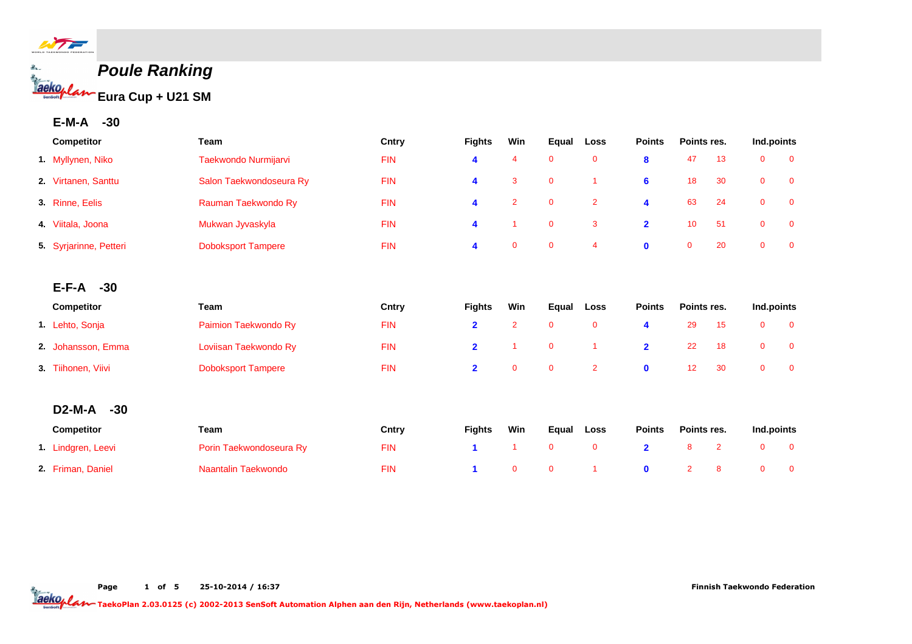# Poule Ranking

## Eura Cup + U21 SM

### E-M-A -30

| | Competitor | Team | Cntry | Fights | Win | Equal | Loss | Points | Points res. | | Ind.points | |
|---|---|---|---|---|---|---|---|---|---|---|---|---|
| 1. | Myllynen, Niko | Taekwondo Nurmijarvi | FIN | 4 | 4 | 0 | 0 | 8 | 47 | 13 | 0 | 0 |
| 2. | Virtanen, Santtu | Salon Taekwondoseura Ry | FIN | 4 | 3 | 0 | 1 | 6 | 18 | 30 | 0 | 0 |
| 3. | Rinne, Eelis | Rauman Taekwondo Ry | FIN | 4 | 2 | 0 | 2 | 4 | 63 | 24 | 0 | 0 |
| 4. | Viitala, Joona | Mukwan Jyvaskyla | FIN | 4 | 1 | 0 | 3 | 2 | 10 | 51 | 0 | 0 |
| 5. | Syrjarinne, Petteri | Doboksport Tampere | FIN | 4 | 0 | 0 | 4 | 0 | 0 | 20 | 0 | 0 |

### E-F-A -30

| | Competitor | Team | Cntry | Fights | Win | Equal | Loss | Points | Points res. | | Ind.points | |
|---|---|---|---|---|---|---|---|---|---|---|---|---|
| 1. | Lehto, Sonja | Paimion Taekwondo Ry | FIN | 2 | 2 | 0 | 0 | 4 | 29 | 15 | 0 | 0 |
| 2. | Johansson, Emma | Loviisan Taekwondo Ry | FIN | 2 | 1 | 0 | 1 | 2 | 22 | 18 | 0 | 0 |
| 3. | Tiihonen, Viivi | Doboksport Tampere | FIN | 2 | 0 | 0 | 2 | 0 | 12 | 30 | 0 | 0 |

### D2-M-A -30

| | Competitor | Team | Cntry | Fights | Win | Equal | Loss | Points | Points res. | | Ind.points | |
|---|---|---|---|---|---|---|---|---|---|---|---|---|
| 1. | Lindgren, Leevi | Porin Taekwondoseura Ry | FIN | 1 | 1 | 0 | 0 | 2 | 8 | 2 | 0 | 0 |
| 2. | Friman, Daniel | Naantalin Taekwondo | FIN | 1 | 0 | 0 | 1 | 0 | 2 | 8 | 0 | 0 |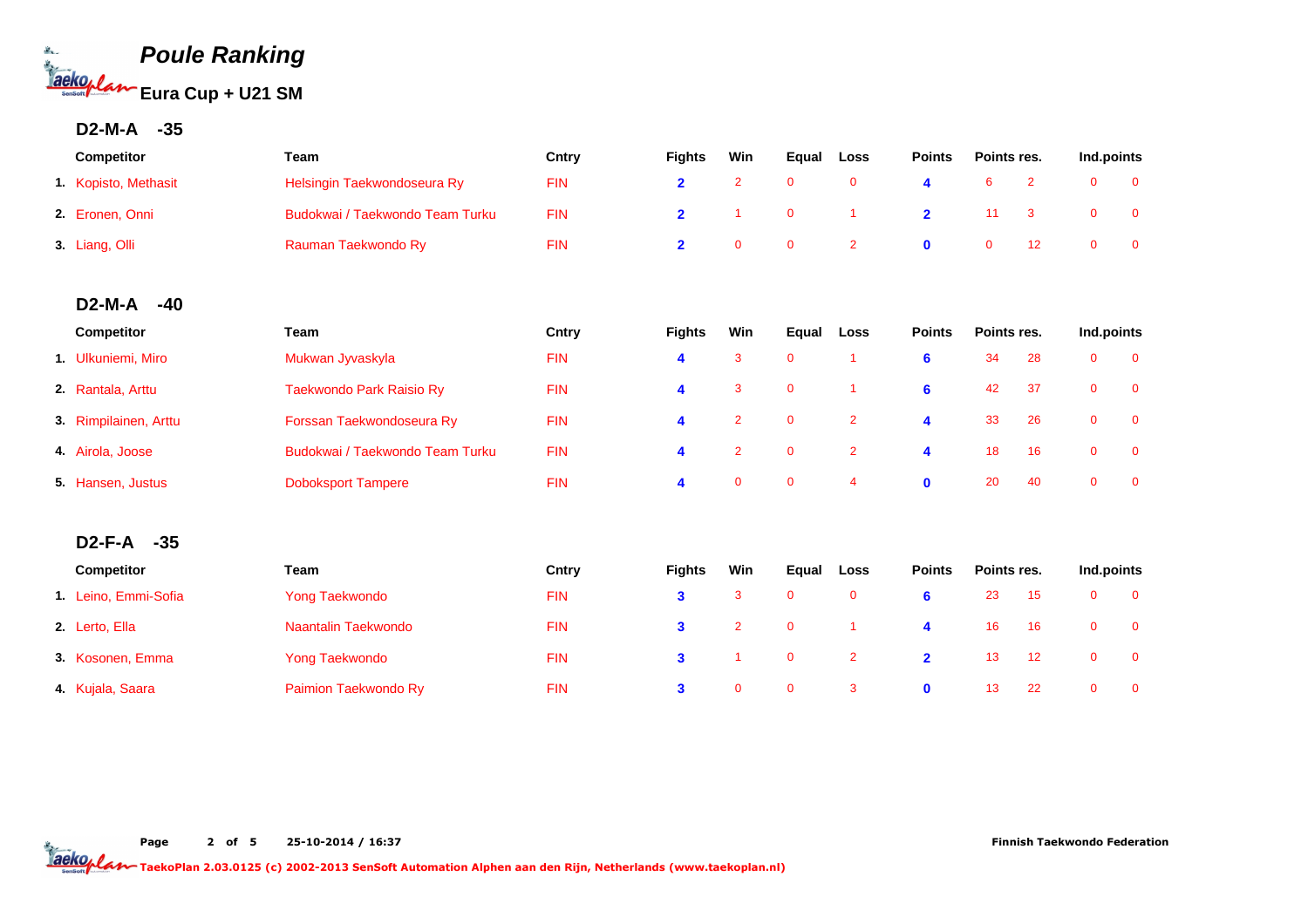# Poule Ranking

## Eura Cup + U21 SM

### D2-M-A -35

| | Competitor | Team | Cntry | Fights | Win | Equal | Loss | Points | Points res. | | Ind.points | |
|---|---|---|---|---|---|---|---|---|---|---|---|---|
| 1. | Kopisto, Methasit | Helsingin Taekwondoseura Ry | FIN | 2 | 2 | 0 | 0 | 4 | 6 | 2 | 0 | 0 |
| 2. | Eronen, Onni | Budokwai / Taekwondo Team Turku | FIN | 2 | 1 | 0 | 1 | 2 | 11 | 3 | 0 | 0 |
| 3. | Liang, Olli | Rauman Taekwondo Ry | FIN | 2 | 0 | 0 | 2 | 0 | 0 | 12 | 0 | 0 |

### D2-M-A -40

| | Competitor | Team | Cntry | Fights | Win | Equal | Loss | Points | Points res. | | Ind.points | |
|---|---|---|---|---|---|---|---|---|---|---|---|---|
| 1. | Ulkuniemi, Miro | Mukwan Jyvaskyla | FIN | 4 | 3 | 0 | 1 | 6 | 34 | 28 | 0 | 0 |
| 2. | Rantala, Arttu | Taekwondo Park Raisio Ry | FIN | 4 | 3 | 0 | 1 | 6 | 42 | 37 | 0 | 0 |
| 3. | Rimpilainen, Arttu | Forssan Taekwondoseura Ry | FIN | 4 | 2 | 0 | 2 | 4 | 33 | 26 | 0 | 0 |
| 4. | Airola, Joose | Budokwai / Taekwondo Team Turku | FIN | 4 | 2 | 0 | 2 | 4 | 18 | 16 | 0 | 0 |
| 5. | Hansen, Justus | Doboksport Tampere | FIN | 4 | 0 | 0 | 4 | 0 | 20 | 40 | 0 | 0 |

### D2-F-A -35

| | Competitor | Team | Cntry | Fights | Win | Equal | Loss | Points | Points res. | | Ind.points | |
|---|---|---|---|---|---|---|---|---|---|---|---|---|
| 1. | Leino, Emmi-Sofia | Yong Taekwondo | FIN | 3 | 3 | 0 | 0 | 6 | 23 | 15 | 0 | 0 |
| 2. | Lerto, Ella | Naantalin Taekwondo | FIN | 3 | 2 | 0 | 1 | 4 | 16 | 16 | 0 | 0 |
| 3. | Kosonen, Emma | Yong Taekwondo | FIN | 3 | 1 | 0 | 2 | 2 | 13 | 12 | 0 | 0 |
| 4. | Kujala, Saara | Paimion Taekwondo Ry | FIN | 3 | 0 | 0 | 3 | 0 | 13 | 22 | 0 | 0 |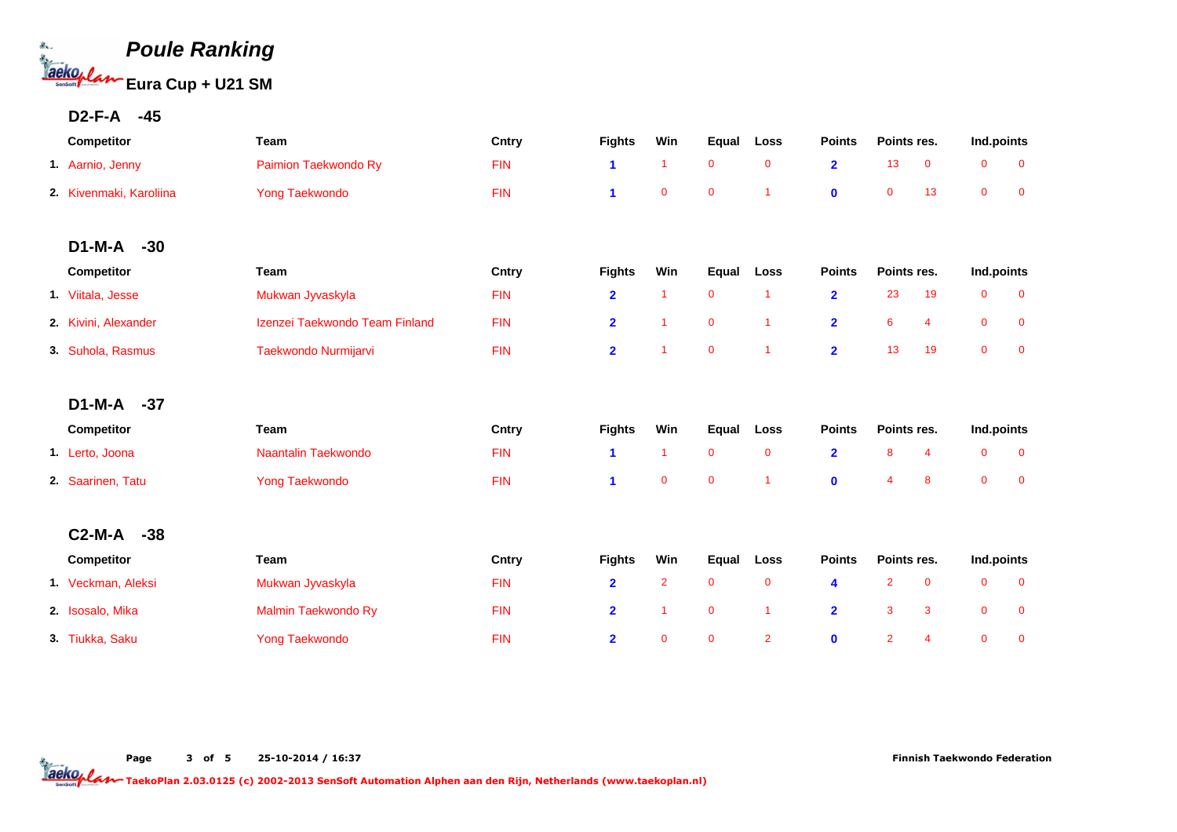# Poule Ranking

## Eura Cup + U21 SM

### D2-F-A -45

| | Competitor | Team | Cntry | Fights | Win | Equal | Loss | Points | Points res. | | Ind.points | |
|---|---|---|---|---|---|---|---|---|---|---|---|---|
| 1. | Aarnio, Jenny | Paimion Taekwondo Ry | FIN | 1 | 1 | 0 | 0 | 2 | 13 | 0 | 0 | 0 |
| 2. | Kivenmaki, Karoliina | Yong Taekwondo | FIN | 1 | 0 | 0 | 1 | 0 | 0 | 13 | 0 | 0 |

### D1-M-A -30

| | Competitor | Team | Cntry | Fights | Win | Equal | Loss | Points | Points res. | | Ind.points | |
|---|---|---|---|---|---|---|---|---|---|---|---|---|
| 1. | Viitala, Jesse | Mukwan Jyvaskyla | FIN | 2 | 1 | 0 | 1 | 2 | 23 | 19 | 0 | 0 |
| 2. | Kivini, Alexander | Izenzei Taekwondo Team Finland | FIN | 2 | 1 | 0 | 1 | 2 | 6 | 4 | 0 | 0 |
| 3. | Suhola, Rasmus | Taekwondo Nurmijarvi | FIN | 2 | 1 | 0 | 1 | 2 | 13 | 19 | 0 | 0 |

### D1-M-A -37

| | Competitor | Team | Cntry | Fights | Win | Equal | Loss | Points | Points res. | | Ind.points | |
|---|---|---|---|---|---|---|---|---|---|---|---|---|
| 1. | Lerto, Joona | Naantalin Taekwondo | FIN | 1 | 1 | 0 | 0 | 2 | 8 | 4 | 0 | 0 |
| 2. | Saarinen, Tatu | Yong Taekwondo | FIN | 1 | 0 | 0 | 1 | 0 | 4 | 8 | 0 | 0 |

### C2-M-A -38

| | Competitor | Team | Cntry | Fights | Win | Equal | Loss | Points | Points res. | | Ind.points | |
|---|---|---|---|---|---|---|---|---|---|---|---|---|
| 1. | Veckman, Aleksi | Mukwan Jyvaskyla | FIN | 2 | 2 | 0 | 0 | 4 | 2 | 0 | 0 | 0 |
| 2. | Isosalo, Mika | Malmin Taekwondo Ry | FIN | 2 | 1 | 0 | 1 | 2 | 3 | 3 | 0 | 0 |
| 3. | Tiukka, Saku | Yong Taekwondo | FIN | 2 | 0 | 0 | 2 | 0 | 2 | 4 | 0 | 0 |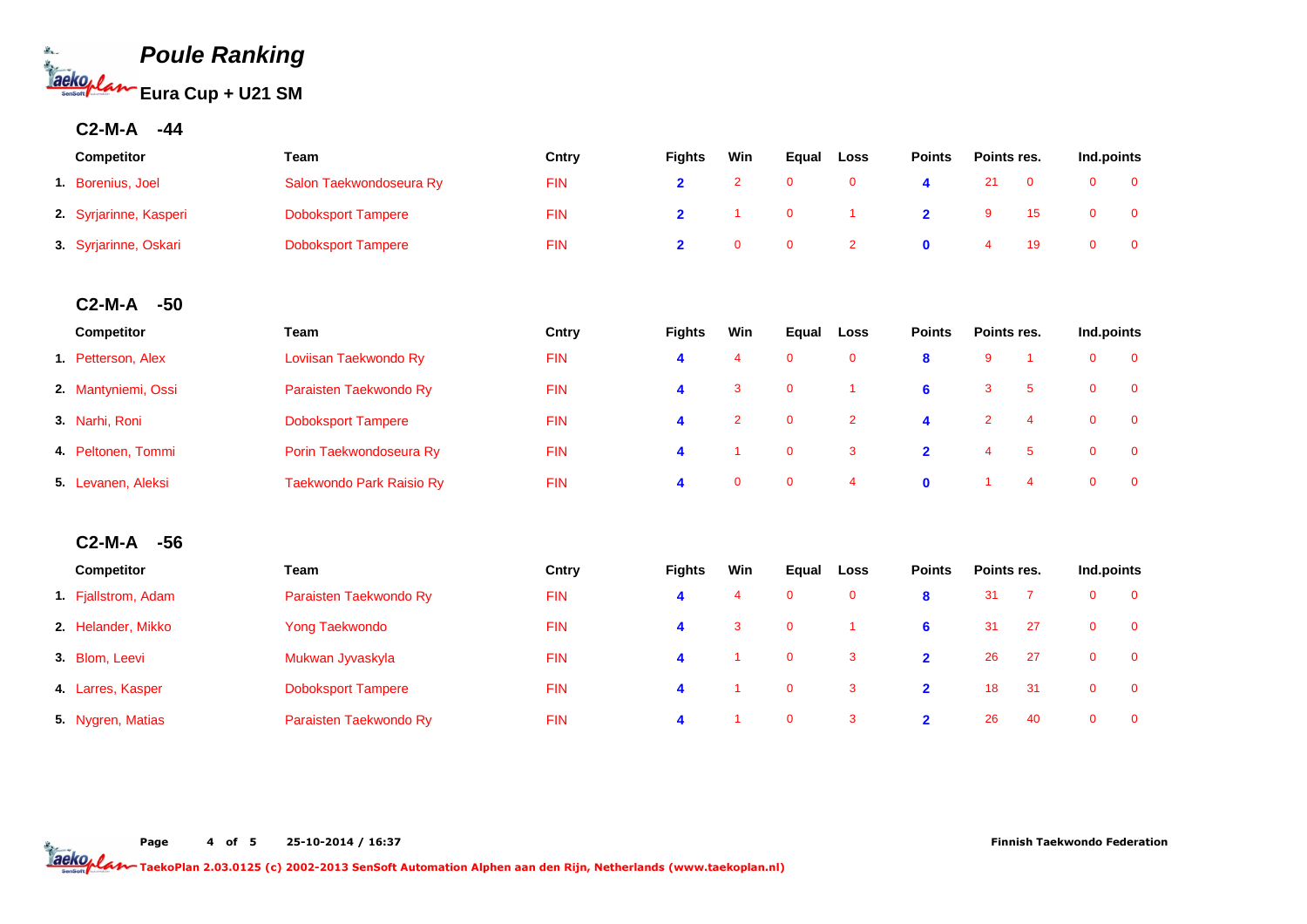# Poule Ranking

## Eura Cup + U21 SM

### C2-M-A -44

| | Competitor | Team | Cntry | Fights | Win | Equal | Loss | Points | Points res. | | Ind.points | |
|---|---|---|---|---|---|---|---|---|---|---|---|---|
| 1. | Borenius, Joel | Salon Taekwondoseura Ry | FIN | 2 | 2 | 0 | 0 | 4 | 21 | 0 | 0 | 0 |
| 2. | Syrjarinne, Kasperi | Doboksport Tampere | FIN | 2 | 1 | 0 | 1 | 2 | 9 | 15 | 0 | 0 |
| 3. | Syrjarinne, Oskari | Doboksport Tampere | FIN | 2 | 0 | 0 | 2 | 0 | 4 | 19 | 0 | 0 |

### C2-M-A -50

| | Competitor | Team | Cntry | Fights | Win | Equal | Loss | Points | Points res. | | Ind.points | |
|---|---|---|---|---|---|---|---|---|---|---|---|---|
| 1. | Petterson, Alex | Loviisan Taekwondo Ry | FIN | 4 | 4 | 0 | 0 | 8 | 9 | 1 | 0 | 0 |
| 2. | Mantyniemi, Ossi | Paraisten Taekwondo Ry | FIN | 4 | 3 | 0 | 1 | 6 | 3 | 5 | 0 | 0 |
| 3. | Narhi, Roni | Doboksport Tampere | FIN | 4 | 2 | 0 | 2 | 4 | 2 | 4 | 0 | 0 |
| 4. | Peltonen, Tommi | Porin Taekwondoseura Ry | FIN | 4 | 1 | 0 | 3 | 2 | 4 | 5 | 0 | 0 |
| 5. | Levanen, Aleksi | Taekwondo Park Raisio Ry | FIN | 4 | 0 | 0 | 4 | 0 | 1 | 4 | 0 | 0 |

### C2-M-A -56

| | Competitor | Team | Cntry | Fights | Win | Equal | Loss | Points | Points res. | | Ind.points | |
|---|---|---|---|---|---|---|---|---|---|---|---|---|
| 1. | Fjallstrom, Adam | Paraisten Taekwondo Ry | FIN | 4 | 4 | 0 | 0 | 8 | 31 | 7 | 0 | 0 |
| 2. | Helander, Mikko | Yong Taekwondo | FIN | 4 | 3 | 0 | 1 | 6 | 31 | 27 | 0 | 0 |
| 3. | Blom, Leevi | Mukwan Jyvaskyla | FIN | 4 | 1 | 0 | 3 | 2 | 26 | 27 | 0 | 0 |
| 4. | Larres, Kasper | Doboksport Tampere | FIN | 4 | 1 | 0 | 3 | 2 | 18 | 31 | 0 | 0 |
| 5. | Nygren, Matias | Paraisten Taekwondo Ry | FIN | 4 | 1 | 0 | 3 | 2 | 26 | 40 | 0 | 0 |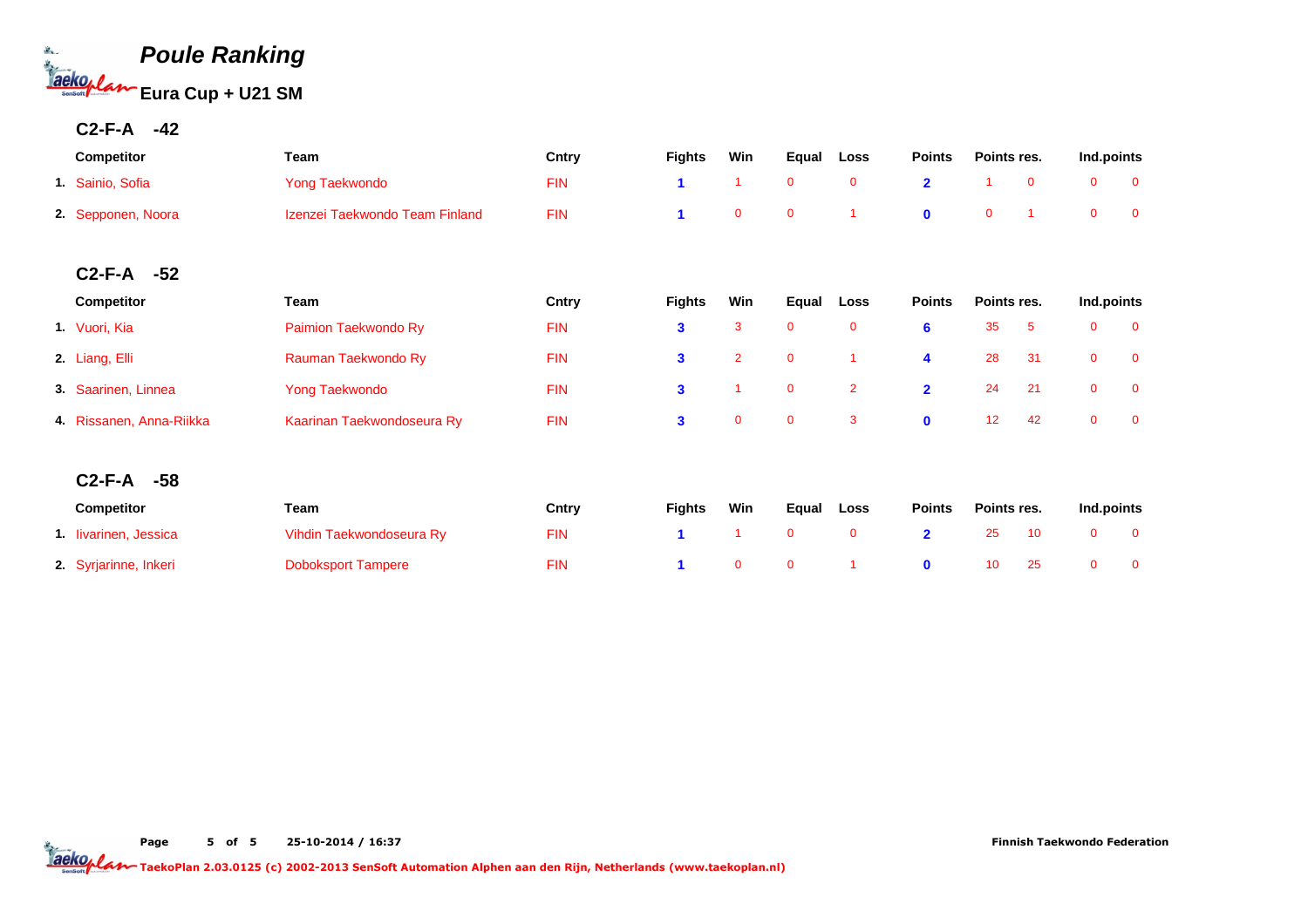# Poule Ranking

## Eura Cup + U21 SM

### C2-F-A -42

| | Competitor | Team | Cntry | Fights | Win | Equal | Loss | Points | Points res. | | Ind.points | |
|---|---|---|---|---|---|---|---|---|---|---|---|---|
| 1. | Sainio, Sofia | Yong Taekwondo | FIN | 1 | 1 | 0 | 0 | 2 | 1 | 0 | 0 | 0 |
| 2. | Sepponen, Noora | Izenzei Taekwondo Team Finland | FIN | 1 | 0 | 0 | 1 | 0 | 0 | 1 | 0 | 0 |

### C2-F-A -52

| | Competitor | Team | Cntry | Fights | Win | Equal | Loss | Points | Points res. | | Ind.points | |
|---|---|---|---|---|---|---|---|---|---|---|---|---|
| 1. | Vuori, Kia | Paimion Taekwondo Ry | FIN | 3 | 3 | 0 | 0 | 6 | 35 | 5 | 0 | 0 |
| 2. | Liang, Elli | Rauman Taekwondo Ry | FIN | 3 | 2 | 0 | 1 | 4 | 28 | 31 | 0 | 0 |
| 3. | Saarinen, Linnea | Yong Taekwondo | FIN | 3 | 1 | 0 | 2 | 2 | 24 | 21 | 0 | 0 |
| 4. | Rissanen, Anna-Riikka | Kaarinan Taekwondoseura Ry | FIN | 3 | 0 | 0 | 3 | 0 | 12 | 42 | 0 | 0 |

### C2-F-A -58

| | Competitor | Team | Cntry | Fights | Win | Equal | Loss | Points | Points res. | | Ind.points | |
|---|---|---|---|---|---|---|---|---|---|---|---|---|
| 1. | Iivarinen, Jessica | Vihdin Taekwondoseura Ry | FIN | 1 | 1 | 0 | 0 | 2 | 25 | 10 | 0 | 0 |
| 2. | Syrjarinne, Inkeri | Doboksport Tampere | FIN | 1 | 0 | 0 | 1 | 0 | 10 | 25 | 0 | 0 |

25-10-2014 / 16:37 Finnish Taekwondo Federation

TaekoPlan 2.03.0125 (c) 2002-2013 SenSoft Automation Alphen aan den Rijn, Netherlands (www.taekoplan.nl)